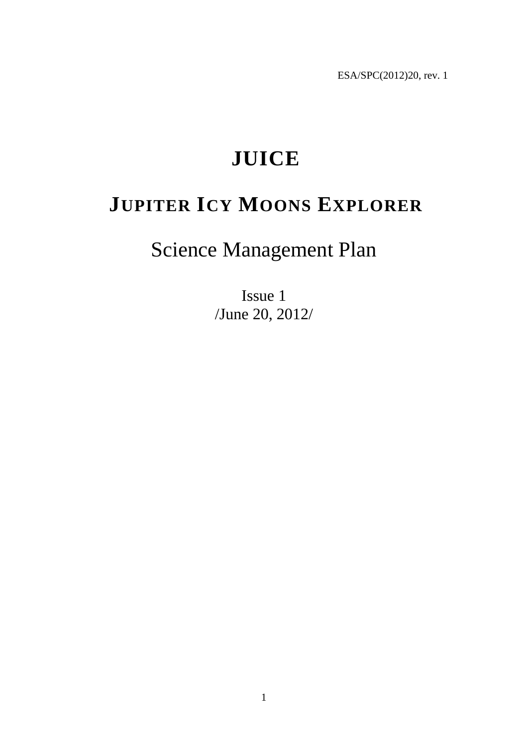ESA/SPC(2012)20, rev. 1

# JUICE

## JUPITER ICY MOONS EXPLORER

Science Management Plan

Issue 1
/June 20, 2012/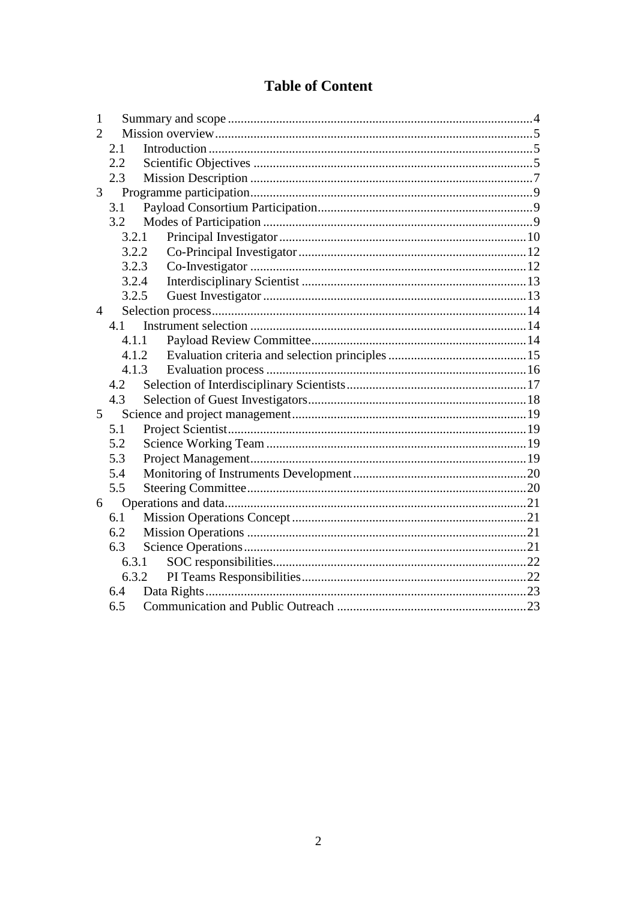# Table of Content

- 1 Summary and scope ... 4
- 2 Mission overview ... 5
  - 2.1 Introduction ... 5
  - 2.2 Scientific Objectives ... 5
  - 2.3 Mission Description ... 7
- 3 Programme participation ... 9
  - 3.1 Payload Consortium Participation ... 9
  - 3.2 Modes of Participation ... 9
    - 3.2.1 Principal Investigator ... 10
    - 3.2.2 Co-Principal Investigator ... 12
    - 3.2.3 Co-Investigator ... 12
    - 3.2.4 Interdisciplinary Scientist ... 13
    - 3.2.5 Guest Investigator ... 13
- 4 Selection process ... 14
  - 4.1 Instrument selection ... 14
    - 4.1.1 Payload Review Committee ... 14
    - 4.1.2 Evaluation criteria and selection principles ... 15
    - 4.1.3 Evaluation process ... 16
  - 4.2 Selection of Interdisciplinary Scientists ... 17
  - 4.3 Selection of Guest Investigators ... 18
- 5 Science and project management ... 19
  - 5.1 Project Scientist ... 19
  - 5.2 Science Working Team ... 19
  - 5.3 Project Management ... 19
  - 5.4 Monitoring of Instruments Development ... 20
  - 5.5 Steering Committee ... 20
- 6 Operations and data ... 21
  - 6.1 Mission Operations Concept ... 21
  - 6.2 Mission Operations ... 21
  - 6.3 Science Operations ... 21
    - 6.3.1 SOC responsibilities ... 22
    - 6.3.2 PI Teams Responsibilities ... 22
  - 6.4 Data Rights ... 23
  - 6.5 Communication and Public Outreach ... 23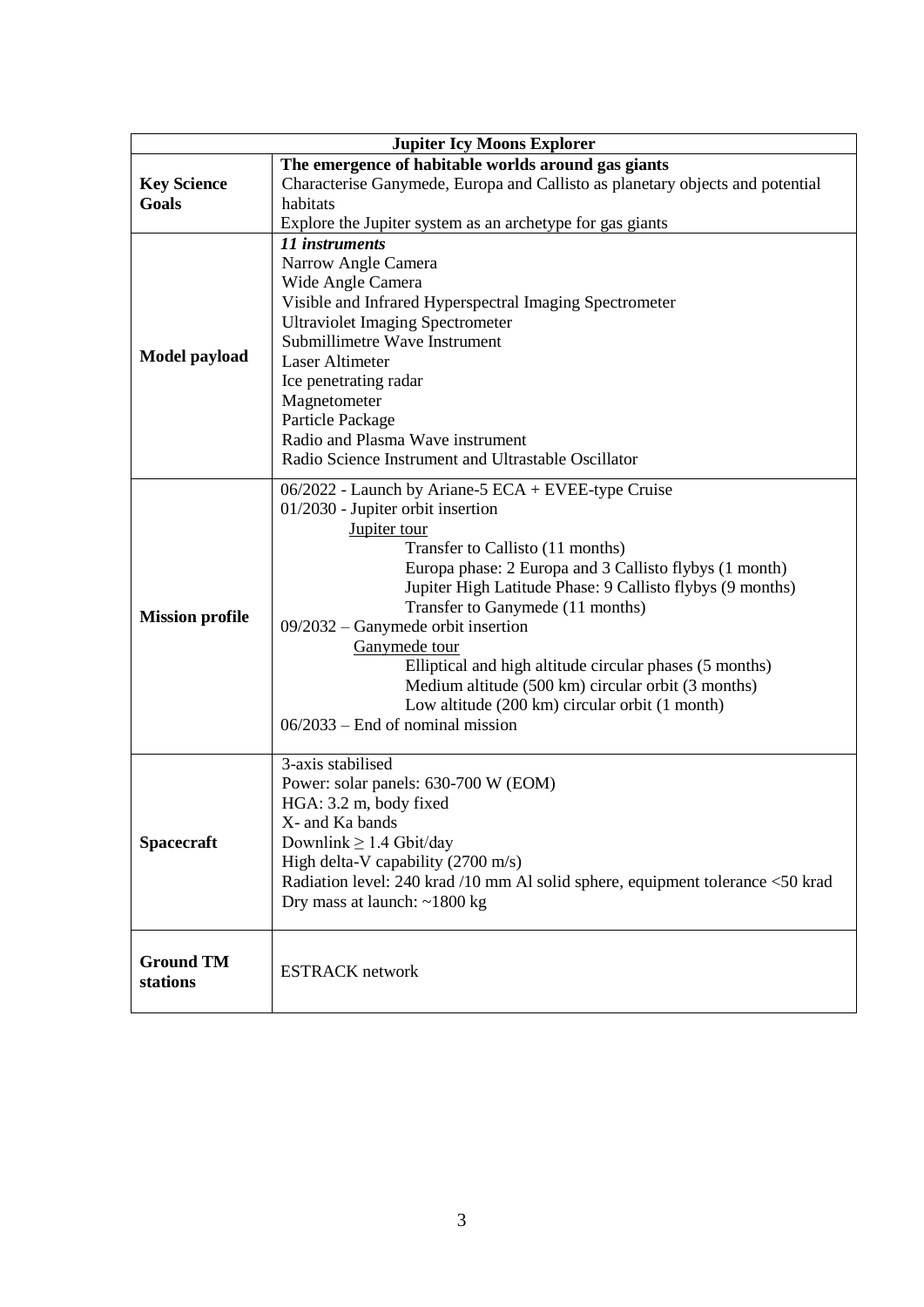| Jupiter Icy Moons Explorer | |
|---|---|
| **Key Science Goals** | **The emergence of habitable worlds around gas giants**<br>Characterise Ganymede, Europa and Callisto as planetary objects and potential habitats<br>Explore the Jupiter system as an archetype for gas giants |
| **Model payload** | ***11 instruments***<br>Narrow Angle Camera<br>Wide Angle Camera<br>Visible and Infrared Hyperspectral Imaging Spectrometer<br>Ultraviolet Imaging Spectrometer<br>Submillimetre Wave Instrument<br>Laser Altimeter<br>Ice penetrating radar<br>Magnetometer<br>Particle Package<br>Radio and Plasma Wave instrument<br>Radio Science Instrument and Ultrastable Oscillator |
| **Mission profile** | 06/2022 - Launch by Ariane-5 ECA + EVEE-type Cruise<br>01/2030 - Jupiter orbit insertion<br>Jupiter tour<br>Transfer to Callisto (11 months)<br>Europa phase: 2 Europa and 3 Callisto flybys (1 month)<br>Jupiter High Latitude Phase: 9 Callisto flybys (9 months)<br>Transfer to Ganymede (11 months)<br>09/2032 – Ganymede orbit insertion<br>Ganymede tour<br>Elliptical and high altitude circular phases (5 months)<br>Medium altitude (500 km) circular orbit (3 months)<br>Low altitude (200 km) circular orbit (1 month)<br>06/2033 – End of nominal mission |
| **Spacecraft** | 3-axis stabilised<br>Power: solar panels: 630-700 W (EOM)<br>HGA: 3.2 m, body fixed<br>X- and Ka bands<br>Downlink $\geq$ 1.4 Gbit/day<br>High delta-V capability (2700 m/s)<br>Radiation level: 240 krad /10 mm Al solid sphere, equipment tolerance <50 krad<br>Dry mass at launch: ~1800 kg |
| **Ground TM stations** | ESTRACK network |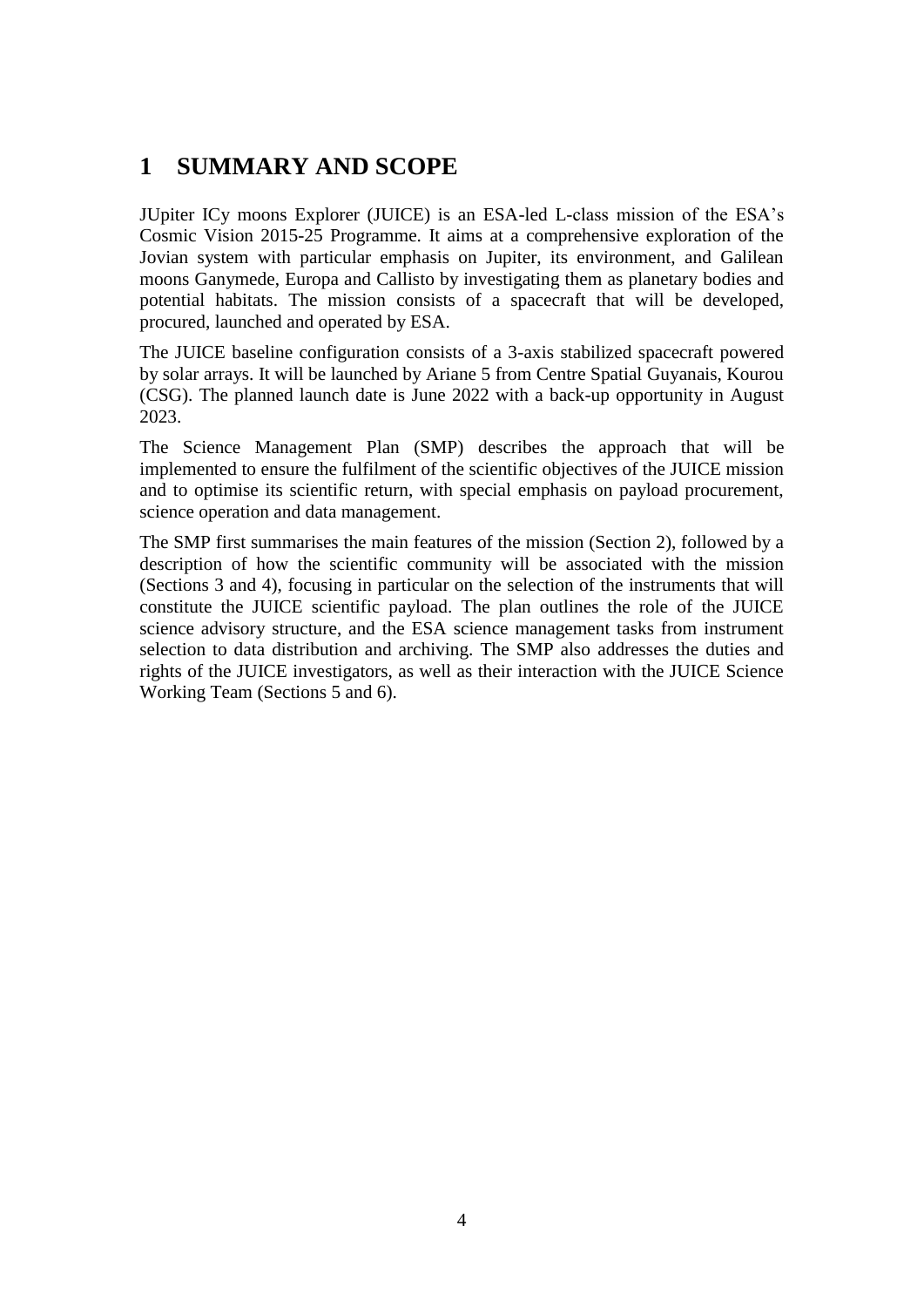# 1 SUMMARY AND SCOPE

JUpiter ICy moons Explorer (JUICE) is an ESA-led L-class mission of the ESA's Cosmic Vision 2015-25 Programme. It aims at a comprehensive exploration of the Jovian system with particular emphasis on Jupiter, its environment, and Galilean moons Ganymede, Europa and Callisto by investigating them as planetary bodies and potential habitats. The mission consists of a spacecraft that will be developed, procured, launched and operated by ESA.

The JUICE baseline configuration consists of a 3-axis stabilized spacecraft powered by solar arrays. It will be launched by Ariane 5 from Centre Spatial Guyanais, Kourou (CSG). The planned launch date is June 2022 with a back-up opportunity in August 2023.

The Science Management Plan (SMP) describes the approach that will be implemented to ensure the fulfilment of the scientific objectives of the JUICE mission and to optimise its scientific return, with special emphasis on payload procurement, science operation and data management.

The SMP first summarises the main features of the mission (Section 2), followed by a description of how the scientific community will be associated with the mission (Sections 3 and 4), focusing in particular on the selection of the instruments that will constitute the JUICE scientific payload. The plan outlines the role of the JUICE science advisory structure, and the ESA science management tasks from instrument selection to data distribution and archiving. The SMP also addresses the duties and rights of the JUICE investigators, as well as their interaction with the JUICE Science Working Team (Sections 5 and 6).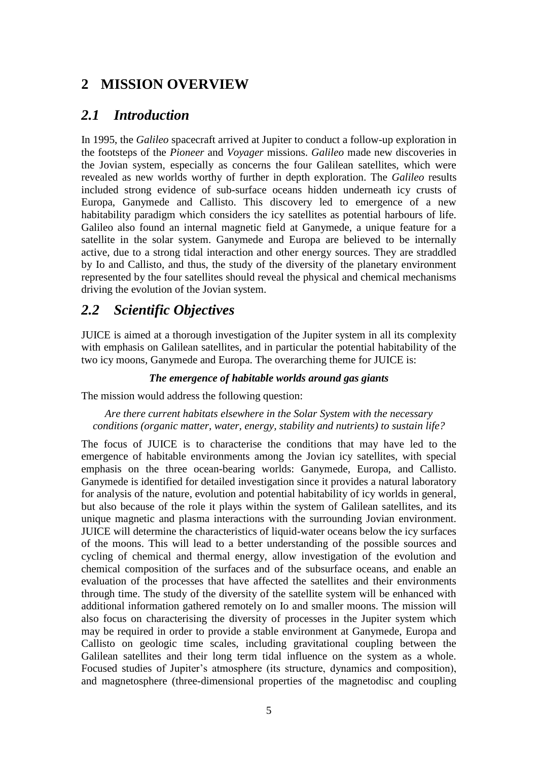# 2 MISSION OVERVIEW

## *2.1 Introduction*

In 1995, the *Galileo* spacecraft arrived at Jupiter to conduct a follow-up exploration in the footsteps of the *Pioneer* and *Voyager* missions. *Galileo* made new discoveries in the Jovian system, especially as concerns the four Galilean satellites, which were revealed as new worlds worthy of further in depth exploration. The *Galileo* results included strong evidence of sub-surface oceans hidden underneath icy crusts of Europa, Ganymede and Callisto. This discovery led to emergence of a new habitability paradigm which considers the icy satellites as potential harbours of life. Galileo also found an internal magnetic field at Ganymede, a unique feature for a satellite in the solar system. Ganymede and Europa are believed to be internally active, due to a strong tidal interaction and other energy sources. They are straddled by Io and Callisto, and thus, the study of the diversity of the planetary environment represented by the four satellites should reveal the physical and chemical mechanisms driving the evolution of the Jovian system.

## *2.2 Scientific Objectives*

JUICE is aimed at a thorough investigation of the Jupiter system in all its complexity with emphasis on Galilean satellites, and in particular the potential habitability of the two icy moons, Ganymede and Europa. The overarching theme for JUICE is:

***The emergence of habitable worlds around gas giants***

The mission would address the following question:

*Are there current habitats elsewhere in the Solar System with the necessary conditions (organic matter, water, energy, stability and nutrients) to sustain life?*

The focus of JUICE is to characterise the conditions that may have led to the emergence of habitable environments among the Jovian icy satellites, with special emphasis on the three ocean-bearing worlds: Ganymede, Europa, and Callisto. Ganymede is identified for detailed investigation since it provides a natural laboratory for analysis of the nature, evolution and potential habitability of icy worlds in general, but also because of the role it plays within the system of Galilean satellites, and its unique magnetic and plasma interactions with the surrounding Jovian environment. JUICE will determine the characteristics of liquid-water oceans below the icy surfaces of the moons. This will lead to a better understanding of the possible sources and cycling of chemical and thermal energy, allow investigation of the evolution and chemical composition of the surfaces and of the subsurface oceans, and enable an evaluation of the processes that have affected the satellites and their environments through time. The study of the diversity of the satellite system will be enhanced with additional information gathered remotely on Io and smaller moons. The mission will also focus on characterising the diversity of processes in the Jupiter system which may be required in order to provide a stable environment at Ganymede, Europa and Callisto on geologic time scales, including gravitational coupling between the Galilean satellites and their long term tidal influence on the system as a whole. Focused studies of Jupiter's atmosphere (its structure, dynamics and composition), and magnetosphere (three-dimensional properties of the magnetodisc and coupling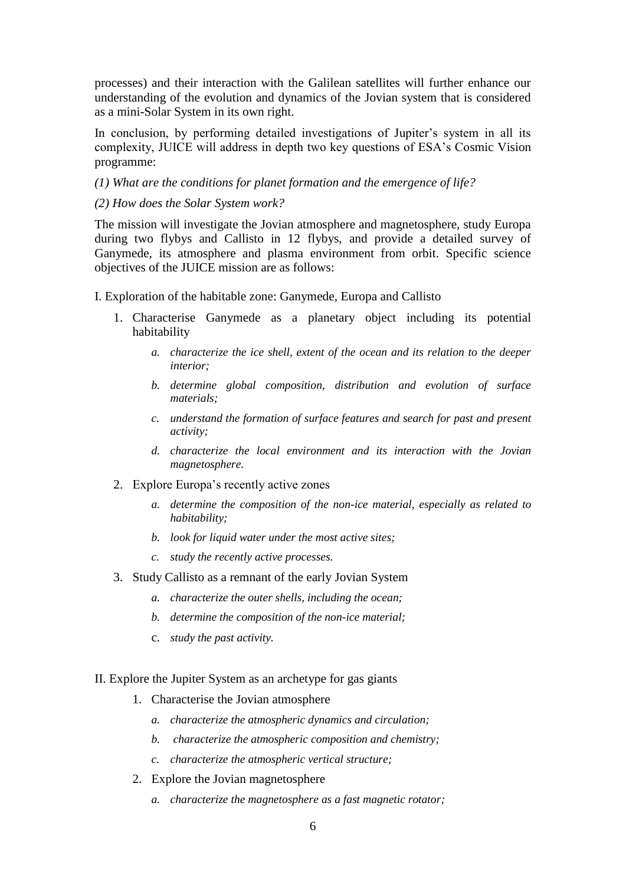processes) and their interaction with the Galilean satellites will further enhance our understanding of the evolution and dynamics of the Jovian system that is considered as a mini-Solar System in its own right.

In conclusion, by performing detailed investigations of Jupiter's system in all its complexity, JUICE will address in depth two key questions of ESA's Cosmic Vision programme:

*(1) What are the conditions for planet formation and the emergence of life?*

*(2) How does the Solar System work?*

The mission will investigate the Jovian atmosphere and magnetosphere, study Europa during two flybys and Callisto in 12 flybys, and provide a detailed survey of Ganymede, its atmosphere and plasma environment from orbit. Specific science objectives of the JUICE mission are as follows:

I. Exploration of the habitable zone: Ganymede, Europa and Callisto

1. Characterise Ganymede as a planetary object including its potential habitability
   - *a. characterize the ice shell, extent of the ocean and its relation to the deeper interior;*
   - *b. determine global composition, distribution and evolution of surface materials;*
   - *c. understand the formation of surface features and search for past and present activity;*
   - *d. characterize the local environment and its interaction with the Jovian magnetosphere.*
2. Explore Europa's recently active zones
   - *a. determine the composition of the non-ice material, especially as related to habitability;*
   - *b. look for liquid water under the most active sites;*
   - *c. study the recently active processes.*
3. Study Callisto as a remnant of the early Jovian System
   - *a. characterize the outer shells, including the ocean;*
   - *b. determine the composition of the non-ice material;*
   - c. *study the past activity.*

II. Explore the Jupiter System as an archetype for gas giants

1. Characterise the Jovian atmosphere
   - *a. characterize the atmospheric dynamics and circulation;*
   - *b. characterize the atmospheric composition and chemistry;*
   - *c. characterize the atmospheric vertical structure;*
2. Explore the Jovian magnetosphere
   - *a. characterize the magnetosphere as a fast magnetic rotator;*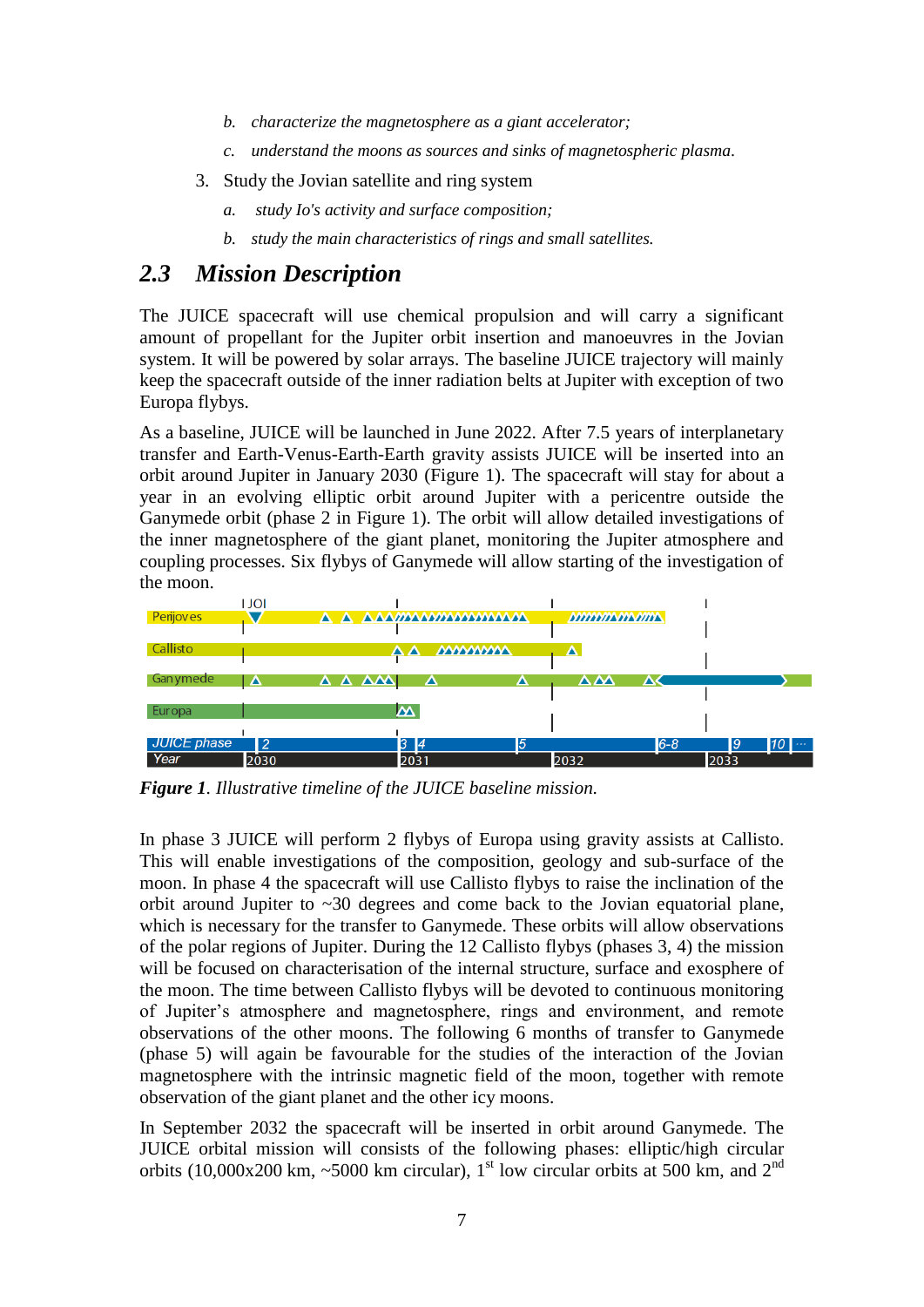b. *characterize the magnetosphere as a giant accelerator;*

c. *understand the moons as sources and sinks of magnetospheric plasma.*

3. Study the Jovian satellite and ring system

   a. *study Io's activity and surface composition;*

   b. *study the main characteristics of rings and small satellites.*

## 2.3 Mission Description

The JUICE spacecraft will use chemical propulsion and will carry a significant amount of propellant for the Jupiter orbit insertion and manoeuvres in the Jovian system. It will be powered by solar arrays. The baseline JUICE trajectory will mainly keep the spacecraft outside of the inner radiation belts at Jupiter with exception of two Europa flybys.

As a baseline, JUICE will be launched in June 2022. After 7.5 years of interplanetary transfer and Earth-Venus-Earth-Earth gravity assists JUICE will be inserted into an orbit around Jupiter in January 2030 (Figure 1). The spacecraft will stay for about a year in an evolving elliptic orbit around Jupiter with a pericentre outside the Ganymede orbit (phase 2 in Figure 1). The orbit will allow detailed investigations of the inner magnetosphere of the giant planet, monitoring the Jupiter atmosphere and coupling processes. Six flybys of Ganymede will allow starting of the investigation of the moon.

**Figure 1**. *Illustrative timeline of the JUICE baseline mission.*

In phase 3 JUICE will perform 2 flybys of Europa using gravity assists at Callisto. This will enable investigations of the composition, geology and sub-surface of the moon. In phase 4 the spacecraft will use Callisto flybys to raise the inclination of the orbit around Jupiter to ~30 degrees and come back to the Jovian equatorial plane, which is necessary for the transfer to Ganymede. These orbits will allow observations of the polar regions of Jupiter. During the 12 Callisto flybys (phases 3, 4) the mission will be focused on characterisation of the internal structure, surface and exosphere of the moon. The time between Callisto flybys will be devoted to continuous monitoring of Jupiter's atmosphere and magnetosphere, rings and environment, and remote observations of the other moons. The following 6 months of transfer to Ganymede (phase 5) will again be favourable for the studies of the interaction of the Jovian magnetosphere with the intrinsic magnetic field of the moon, together with remote observation of the giant planet and the other icy moons.

In September 2032 the spacecraft will be inserted in orbit around Ganymede. The JUICE orbital mission will consists of the following phases: elliptic/high circular orbits (10,000x200 km, ~5000 km circular), 1st low circular orbits at 500 km, and 2nd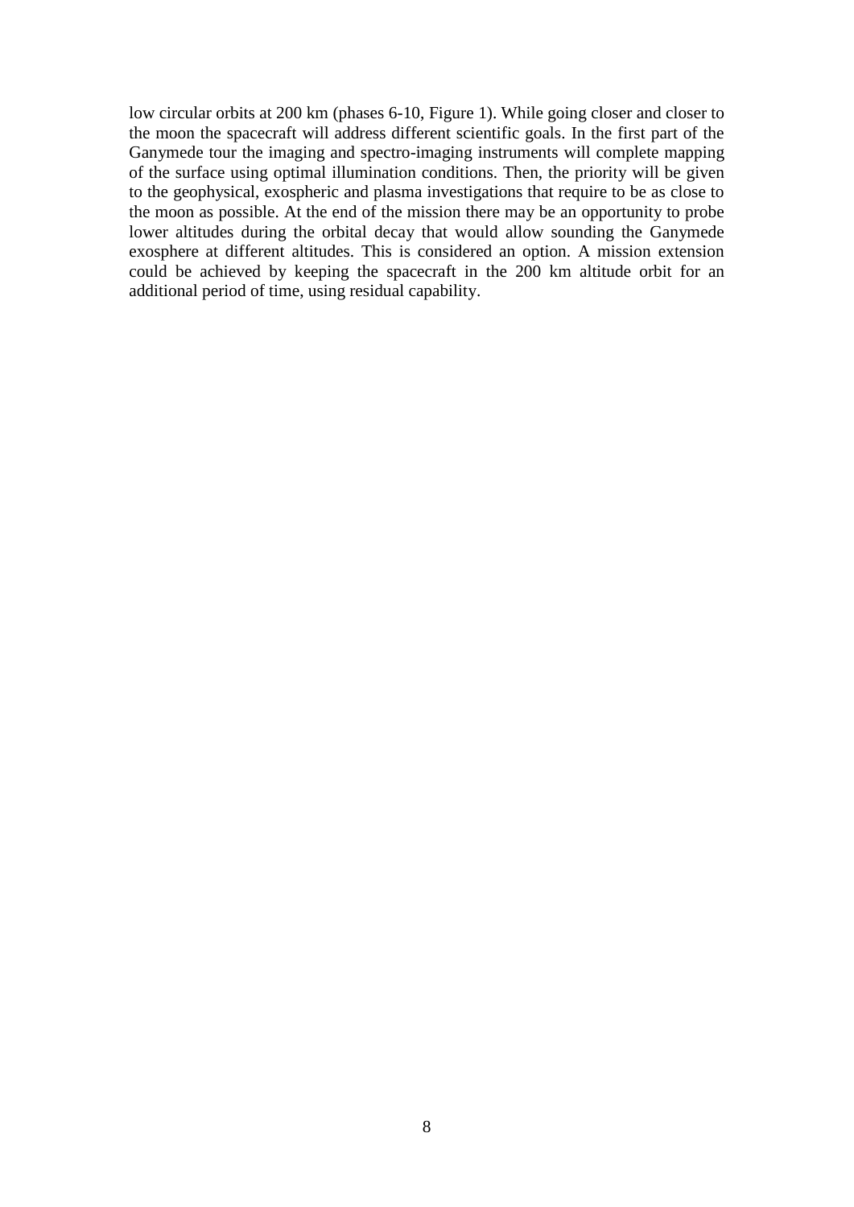low circular orbits at 200 km (phases 6-10, Figure 1). While going closer and closer to the moon the spacecraft will address different scientific goals. In the first part of the Ganymede tour the imaging and spectro-imaging instruments will complete mapping of the surface using optimal illumination conditions. Then, the priority will be given to the geophysical, exospheric and plasma investigations that require to be as close to the moon as possible. At the end of the mission there may be an opportunity to probe lower altitudes during the orbital decay that would allow sounding the Ganymede exosphere at different altitudes. This is considered an option. A mission extension could be achieved by keeping the spacecraft in the 200 km altitude orbit for an additional period of time, using residual capability.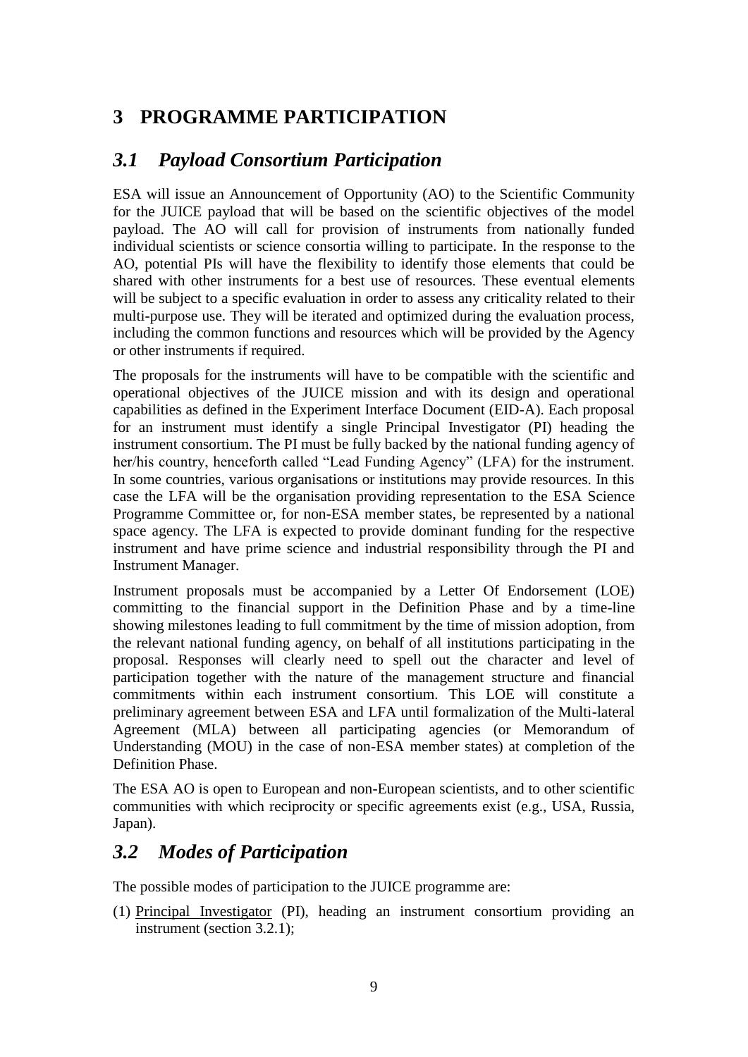# 3 PROGRAMME PARTICIPATION

## *3.1 Payload Consortium Participation*

ESA will issue an Announcement of Opportunity (AO) to the Scientific Community for the JUICE payload that will be based on the scientific objectives of the model payload. The AO will call for provision of instruments from nationally funded individual scientists or science consortia willing to participate. In the response to the AO, potential PIs will have the flexibility to identify those elements that could be shared with other instruments for a best use of resources. These eventual elements will be subject to a specific evaluation in order to assess any criticality related to their multi-purpose use. They will be iterated and optimized during the evaluation process, including the common functions and resources which will be provided by the Agency or other instruments if required.

The proposals for the instruments will have to be compatible with the scientific and operational objectives of the JUICE mission and with its design and operational capabilities as defined in the Experiment Interface Document (EID-A). Each proposal for an instrument must identify a single Principal Investigator (PI) heading the instrument consortium. The PI must be fully backed by the national funding agency of her/his country, henceforth called "Lead Funding Agency" (LFA) for the instrument. In some countries, various organisations or institutions may provide resources. In this case the LFA will be the organisation providing representation to the ESA Science Programme Committee or, for non-ESA member states, be represented by a national space agency. The LFA is expected to provide dominant funding for the respective instrument and have prime science and industrial responsibility through the PI and Instrument Manager.

Instrument proposals must be accompanied by a Letter Of Endorsement (LOE) committing to the financial support in the Definition Phase and by a time-line showing milestones leading to full commitment by the time of mission adoption, from the relevant national funding agency, on behalf of all institutions participating in the proposal. Responses will clearly need to spell out the character and level of participation together with the nature of the management structure and financial commitments within each instrument consortium. This LOE will constitute a preliminary agreement between ESA and LFA until formalization of the Multi-lateral Agreement (MLA) between all participating agencies (or Memorandum of Understanding (MOU) in the case of non-ESA member states) at completion of the Definition Phase.

The ESA AO is open to European and non-European scientists, and to other scientific communities with which reciprocity or specific agreements exist (e.g., USA, Russia, Japan).

## *3.2 Modes of Participation*

The possible modes of participation to the JUICE programme are:

(1) Principal Investigator (PI), heading an instrument consortium providing an instrument (section 3.2.1);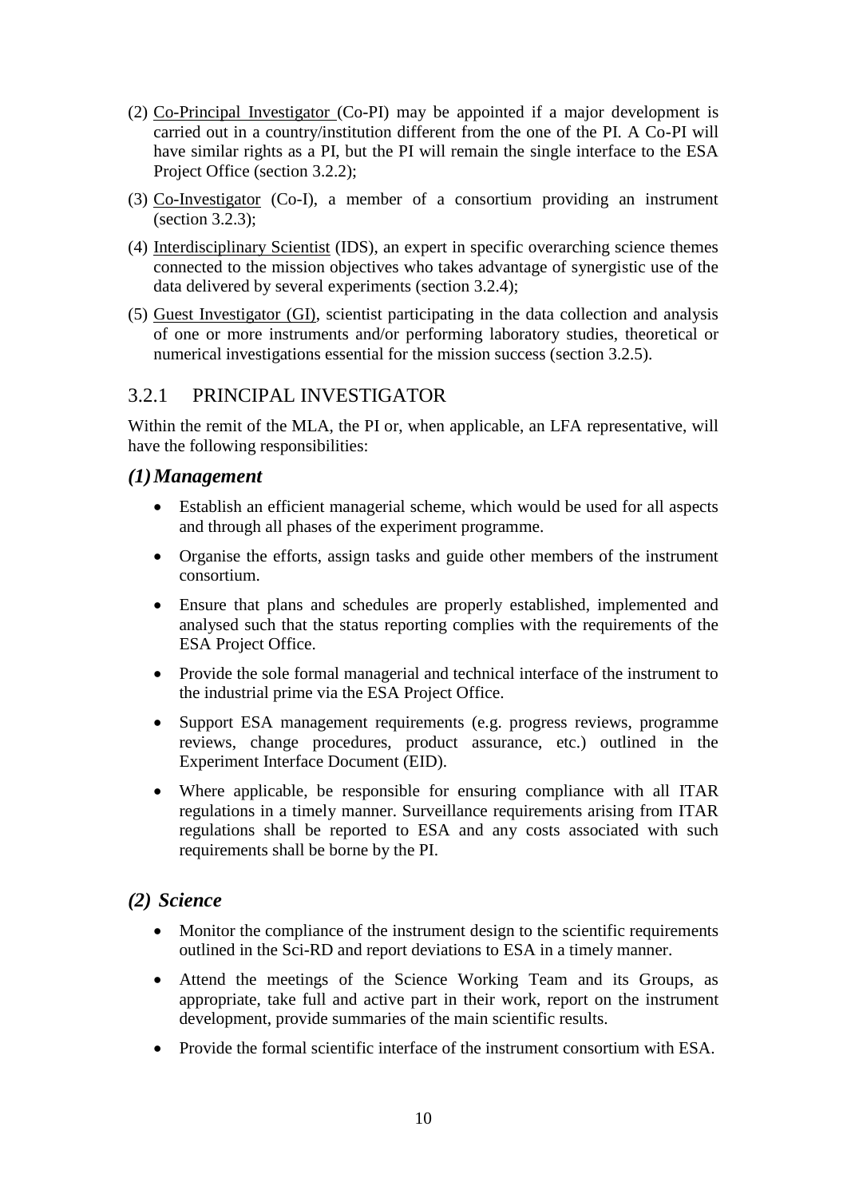(2) Co-Principal Investigator (Co-PI) may be appointed if a major development is carried out in a country/institution different from the one of the PI. A Co-PI will have similar rights as a PI, but the PI will remain the single interface to the ESA Project Office (section 3.2.2);

(3) Co-Investigator (Co-I), a member of a consortium providing an instrument (section 3.2.3);

(4) Interdisciplinary Scientist (IDS), an expert in specific overarching science themes connected to the mission objectives who takes advantage of synergistic use of the data delivered by several experiments (section 3.2.4);

(5) Guest Investigator (GI), scientist participating in the data collection and analysis of one or more instruments and/or performing laboratory studies, theoretical or numerical investigations essential for the mission success (section 3.2.5).

### 3.2.1 PRINCIPAL INVESTIGATOR

Within the remit of the MLA, the PI or, when applicable, an LFA representative, will have the following responsibilities:

#### *(1) Management*

- Establish an efficient managerial scheme, which would be used for all aspects and through all phases of the experiment programme.
- Organise the efforts, assign tasks and guide other members of the instrument consortium.
- Ensure that plans and schedules are properly established, implemented and analysed such that the status reporting complies with the requirements of the ESA Project Office.
- Provide the sole formal managerial and technical interface of the instrument to the industrial prime via the ESA Project Office.
- Support ESA management requirements (e.g. progress reviews, programme reviews, change procedures, product assurance, etc.) outlined in the Experiment Interface Document (EID).
- Where applicable, be responsible for ensuring compliance with all ITAR regulations in a timely manner. Surveillance requirements arising from ITAR regulations shall be reported to ESA and any costs associated with such requirements shall be borne by the PI.

#### *(2) Science*

- Monitor the compliance of the instrument design to the scientific requirements outlined in the Sci-RD and report deviations to ESA in a timely manner.
- Attend the meetings of the Science Working Team and its Groups, as appropriate, take full and active part in their work, report on the instrument development, provide summaries of the main scientific results.
- Provide the formal scientific interface of the instrument consortium with ESA.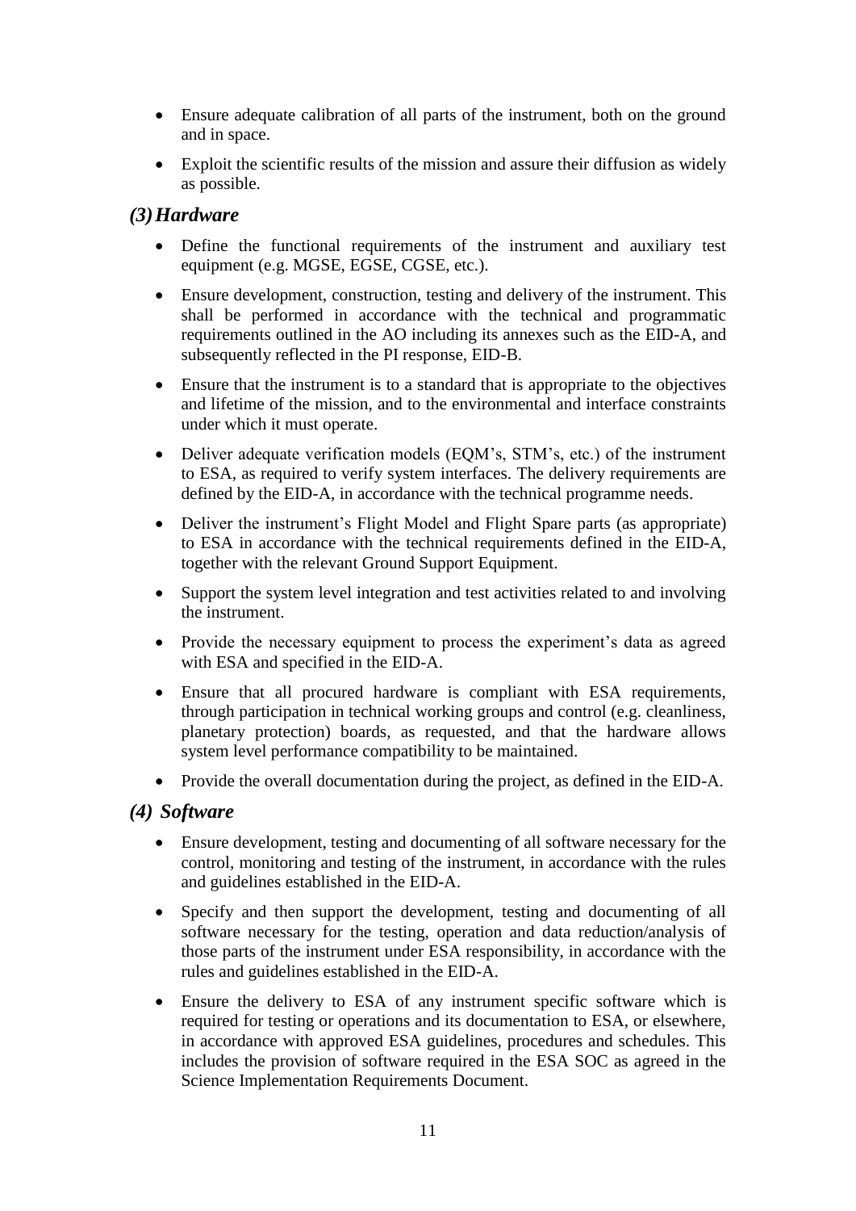- Ensure adequate calibration of all parts of the instrument, both on the ground and in space.
- Exploit the scientific results of the mission and assure their diffusion as widely as possible.

### *(3) Hardware*

- Define the functional requirements of the instrument and auxiliary test equipment (e.g. MGSE, EGSE, CGSE, etc.).
- Ensure development, construction, testing and delivery of the instrument. This shall be performed in accordance with the technical and programmatic requirements outlined in the AO including its annexes such as the EID-A, and subsequently reflected in the PI response, EID-B.
- Ensure that the instrument is to a standard that is appropriate to the objectives and lifetime of the mission, and to the environmental and interface constraints under which it must operate.
- Deliver adequate verification models (EQM's, STM's, etc.) of the instrument to ESA, as required to verify system interfaces. The delivery requirements are defined by the EID-A, in accordance with the technical programme needs.
- Deliver the instrument's Flight Model and Flight Spare parts (as appropriate) to ESA in accordance with the technical requirements defined in the EID-A, together with the relevant Ground Support Equipment.
- Support the system level integration and test activities related to and involving the instrument.
- Provide the necessary equipment to process the experiment's data as agreed with ESA and specified in the EID-A.
- Ensure that all procured hardware is compliant with ESA requirements, through participation in technical working groups and control (e.g. cleanliness, planetary protection) boards, as requested, and that the hardware allows system level performance compatibility to be maintained.
- Provide the overall documentation during the project, as defined in the EID-A.

### *(4) Software*

- Ensure development, testing and documenting of all software necessary for the control, monitoring and testing of the instrument, in accordance with the rules and guidelines established in the EID-A.
- Specify and then support the development, testing and documenting of all software necessary for the testing, operation and data reduction/analysis of those parts of the instrument under ESA responsibility, in accordance with the rules and guidelines established in the EID-A.
- Ensure the delivery to ESA of any instrument specific software which is required for testing or operations and its documentation to ESA, or elsewhere, in accordance with approved ESA guidelines, procedures and schedules. This includes the provision of software required in the ESA SOC as agreed in the Science Implementation Requirements Document.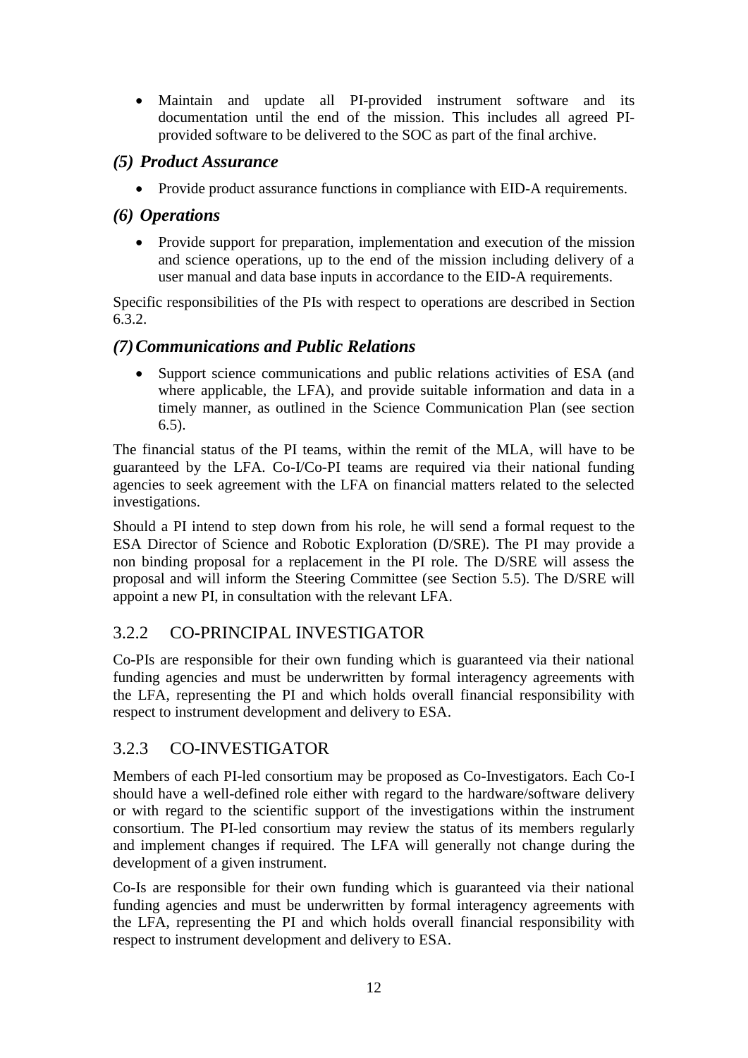- Maintain and update all PI-provided instrument software and its documentation until the end of the mission. This includes all agreed PI-provided software to be delivered to the SOC as part of the final archive.

### *(5) Product Assurance*

- Provide product assurance functions in compliance with EID-A requirements.

### *(6) Operations*

- Provide support for preparation, implementation and execution of the mission and science operations, up to the end of the mission including delivery of a user manual and data base inputs in accordance to the EID-A requirements.

Specific responsibilities of the PIs with respect to operations are described in Section 6.3.2.

### *(7) Communications and Public Relations*

- Support science communications and public relations activities of ESA (and where applicable, the LFA), and provide suitable information and data in a timely manner, as outlined in the Science Communication Plan (see section 6.5).

The financial status of the PI teams, within the remit of the MLA, will have to be guaranteed by the LFA. Co-I/Co-PI teams are required via their national funding agencies to seek agreement with the LFA on financial matters related to the selected investigations.

Should a PI intend to step down from his role, he will send a formal request to the ESA Director of Science and Robotic Exploration (D/SRE). The PI may provide a non binding proposal for a replacement in the PI role. The D/SRE will assess the proposal and will inform the Steering Committee (see Section 5.5). The D/SRE will appoint a new PI, in consultation with the relevant LFA.

## 3.2.2 CO-PRINCIPAL INVESTIGATOR

Co-PIs are responsible for their own funding which is guaranteed via their national funding agencies and must be underwritten by formal interagency agreements with the LFA, representing the PI and which holds overall financial responsibility with respect to instrument development and delivery to ESA.

## 3.2.3 CO-INVESTIGATOR

Members of each PI-led consortium may be proposed as Co-Investigators. Each Co-I should have a well-defined role either with regard to the hardware/software delivery or with regard to the scientific support of the investigations within the instrument consortium. The PI-led consortium may review the status of its members regularly and implement changes if required. The LFA will generally not change during the development of a given instrument.

Co-Is are responsible for their own funding which is guaranteed via their national funding agencies and must be underwritten by formal interagency agreements with the LFA, representing the PI and which holds overall financial responsibility with respect to instrument development and delivery to ESA.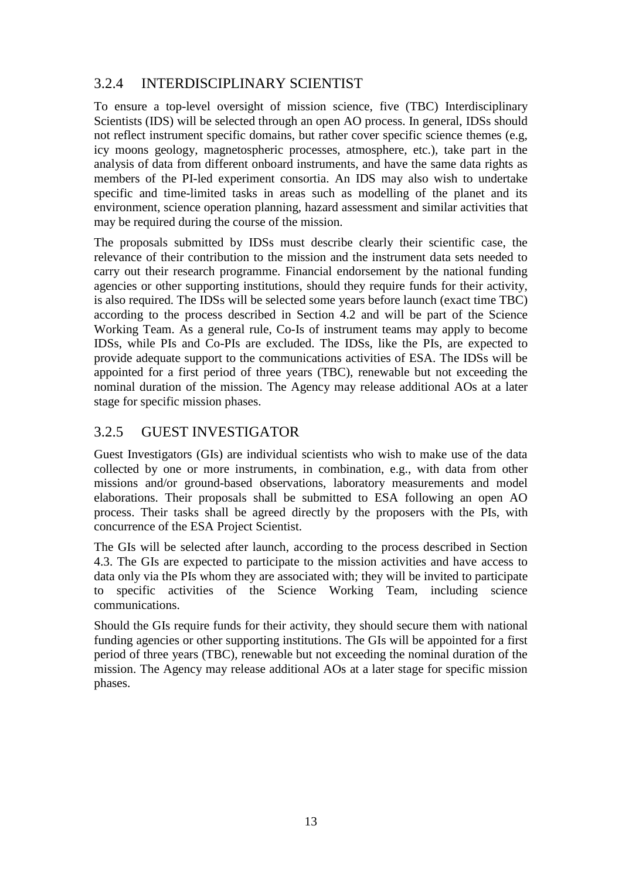### 3.2.4 INTERDISCIPLINARY SCIENTIST

To ensure a top-level oversight of mission science, five (TBC) Interdisciplinary Scientists (IDS) will be selected through an open AO process. In general, IDSs should not reflect instrument specific domains, but rather cover specific science themes (e.g, icy moons geology, magnetospheric processes, atmosphere, etc.), take part in the analysis of data from different onboard instruments, and have the same data rights as members of the PI-led experiment consortia. An IDS may also wish to undertake specific and time-limited tasks in areas such as modelling of the planet and its environment, science operation planning, hazard assessment and similar activities that may be required during the course of the mission.

The proposals submitted by IDSs must describe clearly their scientific case, the relevance of their contribution to the mission and the instrument data sets needed to carry out their research programme. Financial endorsement by the national funding agencies or other supporting institutions, should they require funds for their activity, is also required. The IDSs will be selected some years before launch (exact time TBC) according to the process described in Section 4.2 and will be part of the Science Working Team. As a general rule, Co-Is of instrument teams may apply to become IDSs, while PIs and Co-PIs are excluded. The IDSs, like the PIs, are expected to provide adequate support to the communications activities of ESA. The IDSs will be appointed for a first period of three years (TBC), renewable but not exceeding the nominal duration of the mission. The Agency may release additional AOs at a later stage for specific mission phases.

### 3.2.5 GUEST INVESTIGATOR

Guest Investigators (GIs) are individual scientists who wish to make use of the data collected by one or more instruments, in combination, e.g., with data from other missions and/or ground-based observations, laboratory measurements and model elaborations. Their proposals shall be submitted to ESA following an open AO process. Their tasks shall be agreed directly by the proposers with the PIs, with concurrence of the ESA Project Scientist.

The GIs will be selected after launch, according to the process described in Section 4.3. The GIs are expected to participate to the mission activities and have access to data only via the PIs whom they are associated with; they will be invited to participate to specific activities of the Science Working Team, including science communications.

Should the GIs require funds for their activity, they should secure them with national funding agencies or other supporting institutions. The GIs will be appointed for a first period of three years (TBC), renewable but not exceeding the nominal duration of the mission. The Agency may release additional AOs at a later stage for specific mission phases.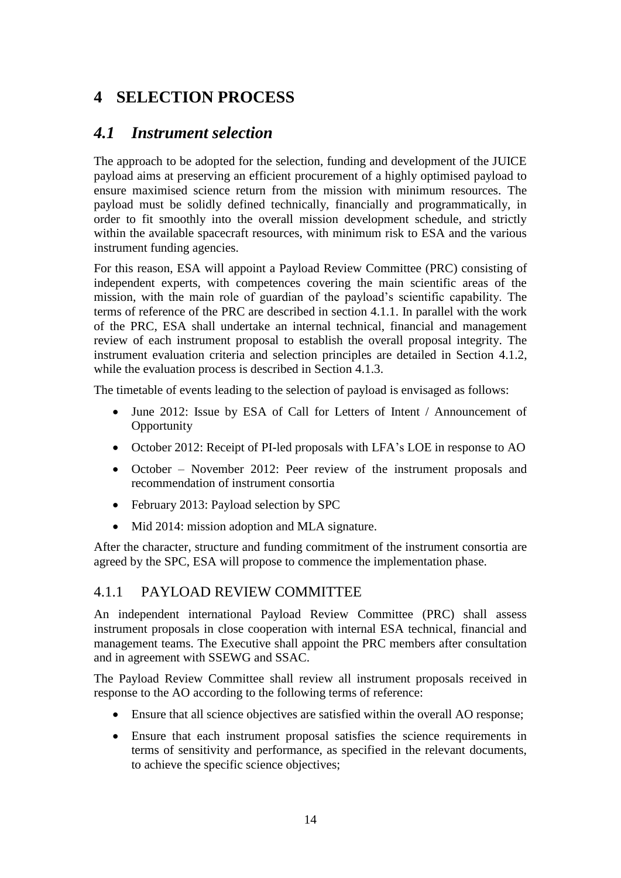# 4 SELECTION PROCESS

## *4.1 Instrument selection*

The approach to be adopted for the selection, funding and development of the JUICE payload aims at preserving an efficient procurement of a highly optimised payload to ensure maximised science return from the mission with minimum resources. The payload must be solidly defined technically, financially and programmatically, in order to fit smoothly into the overall mission development schedule, and strictly within the available spacecraft resources, with minimum risk to ESA and the various instrument funding agencies.

For this reason, ESA will appoint a Payload Review Committee (PRC) consisting of independent experts, with competences covering the main scientific areas of the mission, with the main role of guardian of the payload's scientific capability. The terms of reference of the PRC are described in section 4.1.1. In parallel with the work of the PRC, ESA shall undertake an internal technical, financial and management review of each instrument proposal to establish the overall proposal integrity. The instrument evaluation criteria and selection principles are detailed in Section 4.1.2, while the evaluation process is described in Section 4.1.3.

The timetable of events leading to the selection of payload is envisaged as follows:

- June 2012: Issue by ESA of Call for Letters of Intent / Announcement of Opportunity
- October 2012: Receipt of PI-led proposals with LFA's LOE in response to AO
- October – November 2012: Peer review of the instrument proposals and recommendation of instrument consortia
- February 2013: Payload selection by SPC
- Mid 2014: mission adoption and MLA signature.

After the character, structure and funding commitment of the instrument consortia are agreed by the SPC, ESA will propose to commence the implementation phase.

### 4.1.1 PAYLOAD REVIEW COMMITTEE

An independent international Payload Review Committee (PRC) shall assess instrument proposals in close cooperation with internal ESA technical, financial and management teams. The Executive shall appoint the PRC members after consultation and in agreement with SSEWG and SSAC.

The Payload Review Committee shall review all instrument proposals received in response to the AO according to the following terms of reference:

- Ensure that all science objectives are satisfied within the overall AO response;
- Ensure that each instrument proposal satisfies the science requirements in terms of sensitivity and performance, as specified in the relevant documents, to achieve the specific science objectives;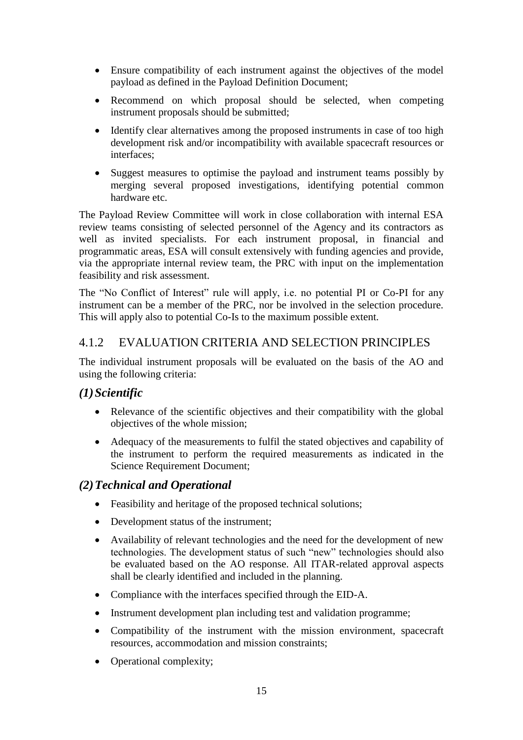- Ensure compatibility of each instrument against the objectives of the model payload as defined in the Payload Definition Document;
- Recommend on which proposal should be selected, when competing instrument proposals should be submitted;
- Identify clear alternatives among the proposed instruments in case of too high development risk and/or incompatibility with available spacecraft resources or interfaces;
- Suggest measures to optimise the payload and instrument teams possibly by merging several proposed investigations, identifying potential common hardware etc.

The Payload Review Committee will work in close collaboration with internal ESA review teams consisting of selected personnel of the Agency and its contractors as well as invited specialists. For each instrument proposal, in financial and programmatic areas, ESA will consult extensively with funding agencies and provide, via the appropriate internal review team, the PRC with input on the implementation feasibility and risk assessment.

The "No Conflict of Interest" rule will apply, i.e. no potential PI or Co-PI for any instrument can be a member of the PRC, nor be involved in the selection procedure. This will apply also to potential Co-Is to the maximum possible extent.

### 4.1.2 EVALUATION CRITERIA AND SELECTION PRINCIPLES

The individual instrument proposals will be evaluated on the basis of the AO and using the following criteria:

#### *(1) Scientific*

- Relevance of the scientific objectives and their compatibility with the global objectives of the whole mission;
- Adequacy of the measurements to fulfil the stated objectives and capability of the instrument to perform the required measurements as indicated in the Science Requirement Document;

#### *(2) Technical and Operational*

- Feasibility and heritage of the proposed technical solutions;
- Development status of the instrument;
- Availability of relevant technologies and the need for the development of new technologies. The development status of such "new" technologies should also be evaluated based on the AO response. All ITAR-related approval aspects shall be clearly identified and included in the planning.
- Compliance with the interfaces specified through the EID-A.
- Instrument development plan including test and validation programme;
- Compatibility of the instrument with the mission environment, spacecraft resources, accommodation and mission constraints;
- Operational complexity;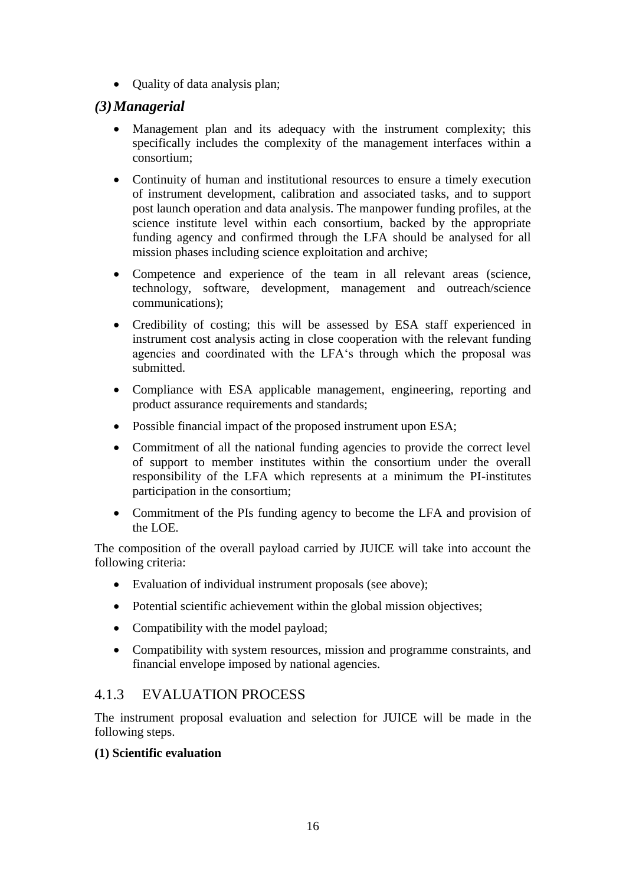- Quality of data analysis plan;

### *(3) Managerial*

- Management plan and its adequacy with the instrument complexity; this specifically includes the complexity of the management interfaces within a consortium;
- Continuity of human and institutional resources to ensure a timely execution of instrument development, calibration and associated tasks, and to support post launch operation and data analysis. The manpower funding profiles, at the science institute level within each consortium, backed by the appropriate funding agency and confirmed through the LFA should be analysed for all mission phases including science exploitation and archive;
- Competence and experience of the team in all relevant areas (science, technology, software, development, management and outreach/science communications);
- Credibility of costing; this will be assessed by ESA staff experienced in instrument cost analysis acting in close cooperation with the relevant funding agencies and coordinated with the LFA's through which the proposal was submitted.
- Compliance with ESA applicable management, engineering, reporting and product assurance requirements and standards;
- Possible financial impact of the proposed instrument upon ESA;
- Commitment of all the national funding agencies to provide the correct level of support to member institutes within the consortium under the overall responsibility of the LFA which represents at a minimum the PI-institutes participation in the consortium;
- Commitment of the PIs funding agency to become the LFA and provision of the LOE.

The composition of the overall payload carried by JUICE will take into account the following criteria:

- Evaluation of individual instrument proposals (see above);
- Potential scientific achievement within the global mission objectives;
- Compatibility with the model payload;
- Compatibility with system resources, mission and programme constraints, and financial envelope imposed by national agencies.

## 4.1.3 EVALUATION PROCESS

The instrument proposal evaluation and selection for JUICE will be made in the following steps.

**(1) Scientific evaluation**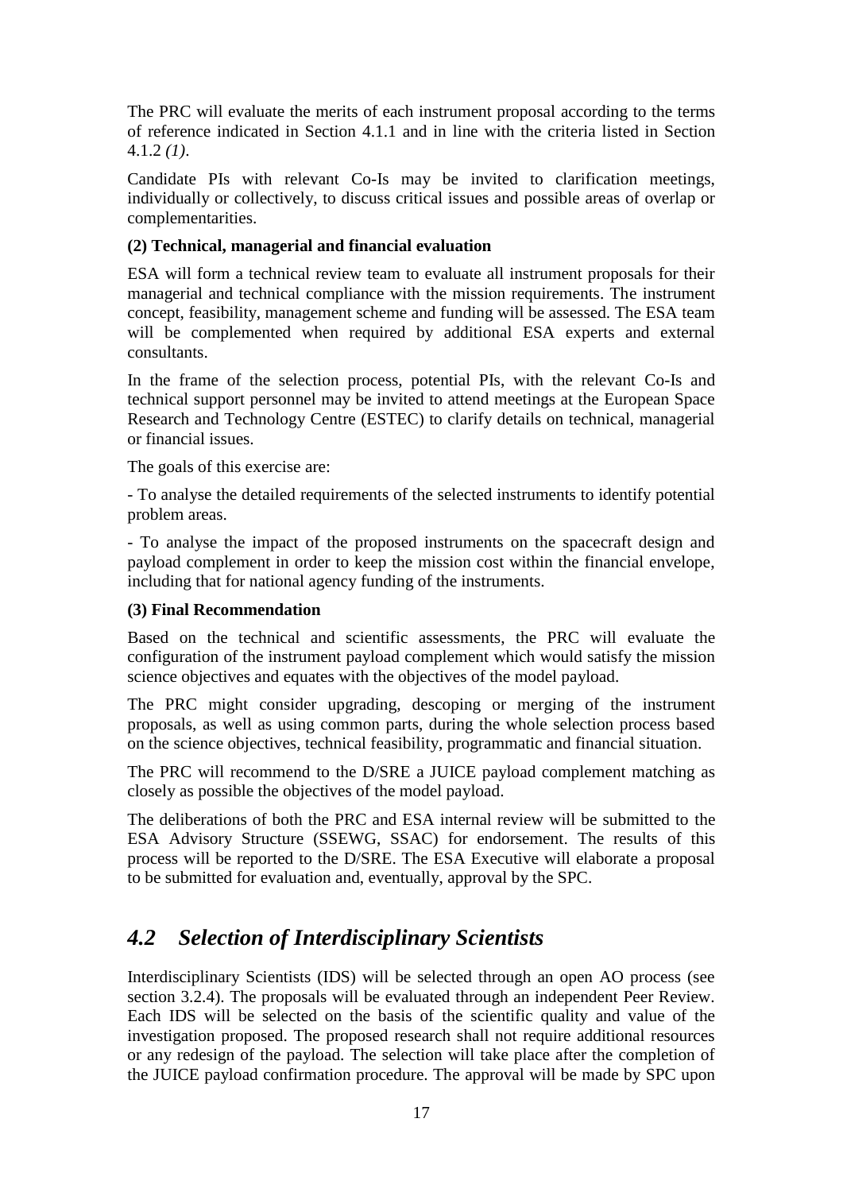The PRC will evaluate the merits of each instrument proposal according to the terms of reference indicated in Section 4.1.1 and in line with the criteria listed in Section 4.1.2 *(1)*.

Candidate PIs with relevant Co-Is may be invited to clarification meetings, individually or collectively, to discuss critical issues and possible areas of overlap or complementarities.

**(2) Technical, managerial and financial evaluation**

ESA will form a technical review team to evaluate all instrument proposals for their managerial and technical compliance with the mission requirements. The instrument concept, feasibility, management scheme and funding will be assessed. The ESA team will be complemented when required by additional ESA experts and external consultants.

In the frame of the selection process, potential PIs, with the relevant Co-Is and technical support personnel may be invited to attend meetings at the European Space Research and Technology Centre (ESTEC) to clarify details on technical, managerial or financial issues.

The goals of this exercise are:

- To analyse the detailed requirements of the selected instruments to identify potential problem areas.

- To analyse the impact of the proposed instruments on the spacecraft design and payload complement in order to keep the mission cost within the financial envelope, including that for national agency funding of the instruments.

**(3) Final Recommendation**

Based on the technical and scientific assessments, the PRC will evaluate the configuration of the instrument payload complement which would satisfy the mission science objectives and equates with the objectives of the model payload.

The PRC might consider upgrading, descoping or merging of the instrument proposals, as well as using common parts, during the whole selection process based on the science objectives, technical feasibility, programmatic and financial situation.

The PRC will recommend to the D/SRE a JUICE payload complement matching as closely as possible the objectives of the model payload.

The deliberations of both the PRC and ESA internal review will be submitted to the ESA Advisory Structure (SSEWG, SSAC) for endorsement. The results of this process will be reported to the D/SRE. The ESA Executive will elaborate a proposal to be submitted for evaluation and, eventually, approval by the SPC.

## *4.2 Selection of Interdisciplinary Scientists*

Interdisciplinary Scientists (IDS) will be selected through an open AO process (see section 3.2.4). The proposals will be evaluated through an independent Peer Review. Each IDS will be selected on the basis of the scientific quality and value of the investigation proposed. The proposed research shall not require additional resources or any redesign of the payload. The selection will take place after the completion of the JUICE payload confirmation procedure. The approval will be made by SPC upon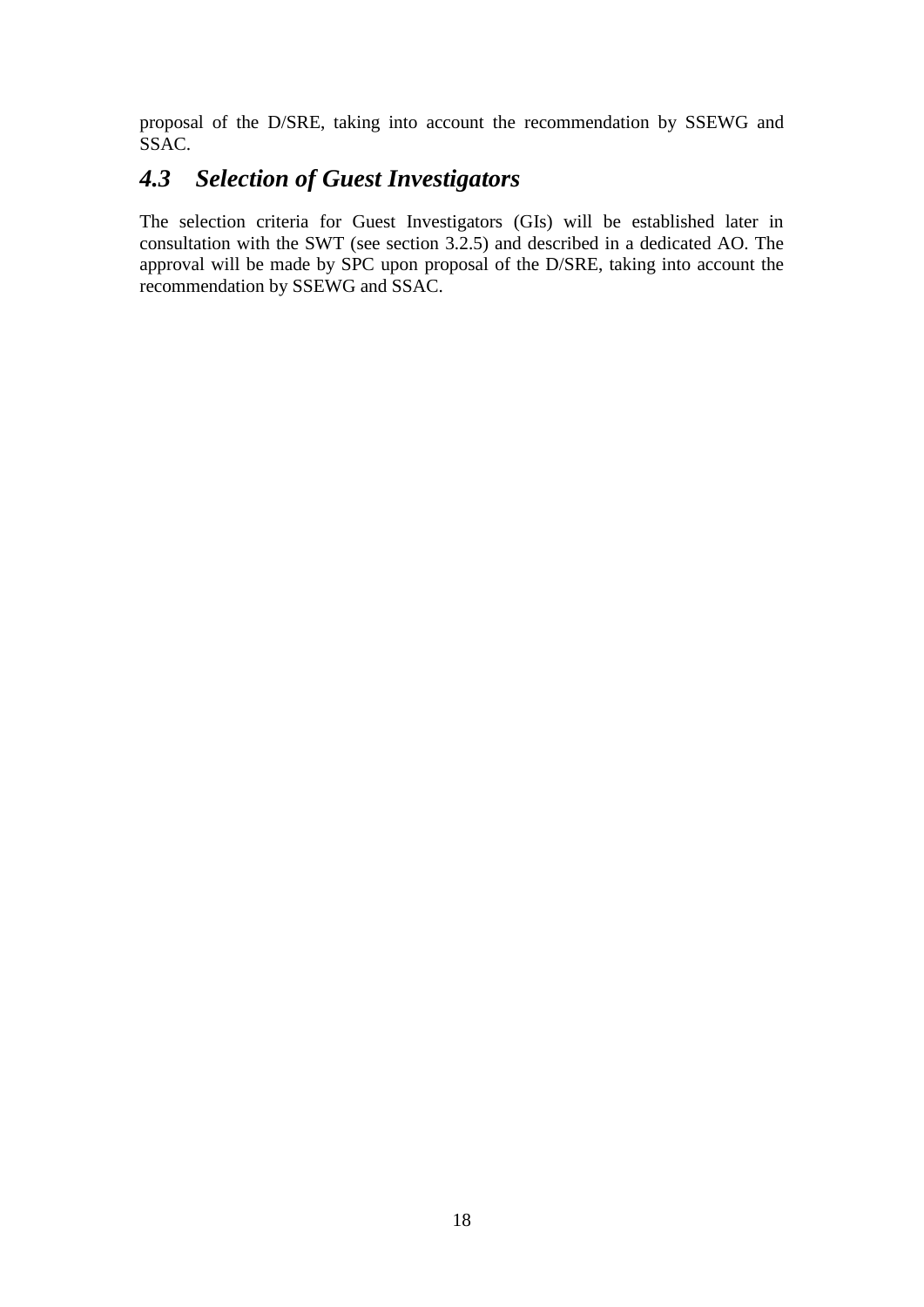proposal of the D/SRE, taking into account the recommendation by SSEWG and SSAC.

## *4.3 Selection of Guest Investigators*

The selection criteria for Guest Investigators (GIs) will be established later in consultation with the SWT (see section 3.2.5) and described in a dedicated AO. The approval will be made by SPC upon proposal of the D/SRE, taking into account the recommendation by SSEWG and SSAC.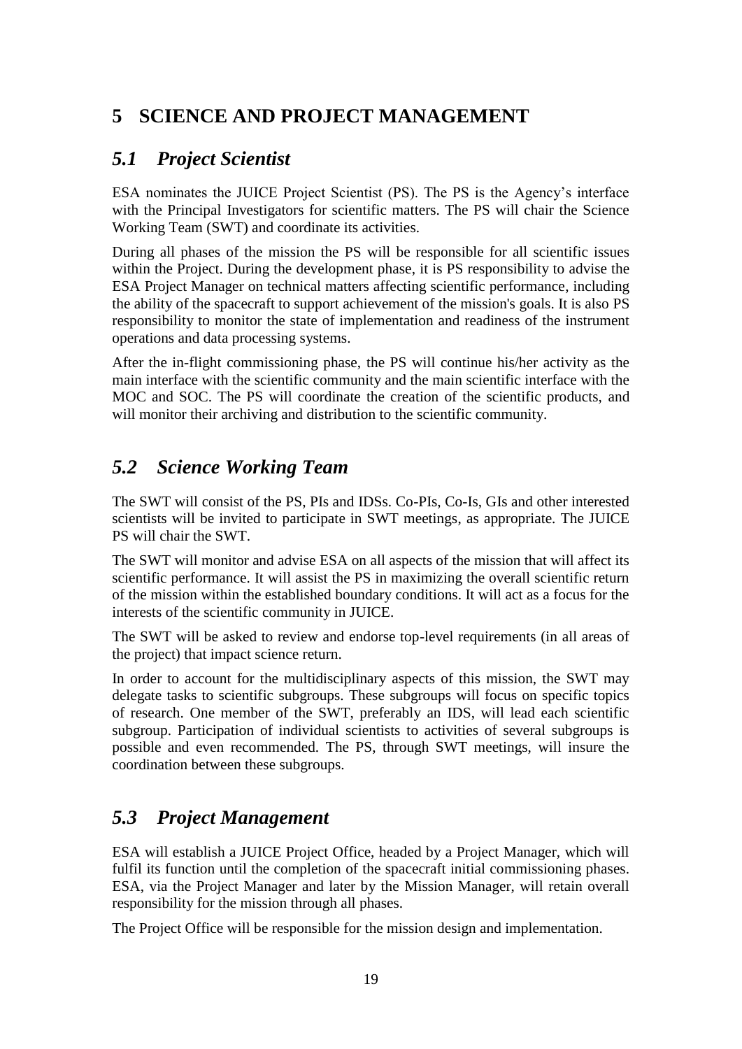# 5 SCIENCE AND PROJECT MANAGEMENT

## *5.1 Project Scientist*

ESA nominates the JUICE Project Scientist (PS). The PS is the Agency's interface with the Principal Investigators for scientific matters. The PS will chair the Science Working Team (SWT) and coordinate its activities.

During all phases of the mission the PS will be responsible for all scientific issues within the Project. During the development phase, it is PS responsibility to advise the ESA Project Manager on technical matters affecting scientific performance, including the ability of the spacecraft to support achievement of the mission's goals. It is also PS responsibility to monitor the state of implementation and readiness of the instrument operations and data processing systems.

After the in-flight commissioning phase, the PS will continue his/her activity as the main interface with the scientific community and the main scientific interface with the MOC and SOC. The PS will coordinate the creation of the scientific products, and will monitor their archiving and distribution to the scientific community.

## *5.2 Science Working Team*

The SWT will consist of the PS, PIs and IDSs. Co-PIs, Co-Is, GIs and other interested scientists will be invited to participate in SWT meetings, as appropriate. The JUICE PS will chair the SWT.

The SWT will monitor and advise ESA on all aspects of the mission that will affect its scientific performance. It will assist the PS in maximizing the overall scientific return of the mission within the established boundary conditions. It will act as a focus for the interests of the scientific community in JUICE.

The SWT will be asked to review and endorse top-level requirements (in all areas of the project) that impact science return.

In order to account for the multidisciplinary aspects of this mission, the SWT may delegate tasks to scientific subgroups. These subgroups will focus on specific topics of research. One member of the SWT, preferably an IDS, will lead each scientific subgroup. Participation of individual scientists to activities of several subgroups is possible and even recommended. The PS, through SWT meetings, will insure the coordination between these subgroups.

## *5.3 Project Management*

ESA will establish a JUICE Project Office, headed by a Project Manager, which will fulfil its function until the completion of the spacecraft initial commissioning phases. ESA, via the Project Manager and later by the Mission Manager, will retain overall responsibility for the mission through all phases.

The Project Office will be responsible for the mission design and implementation.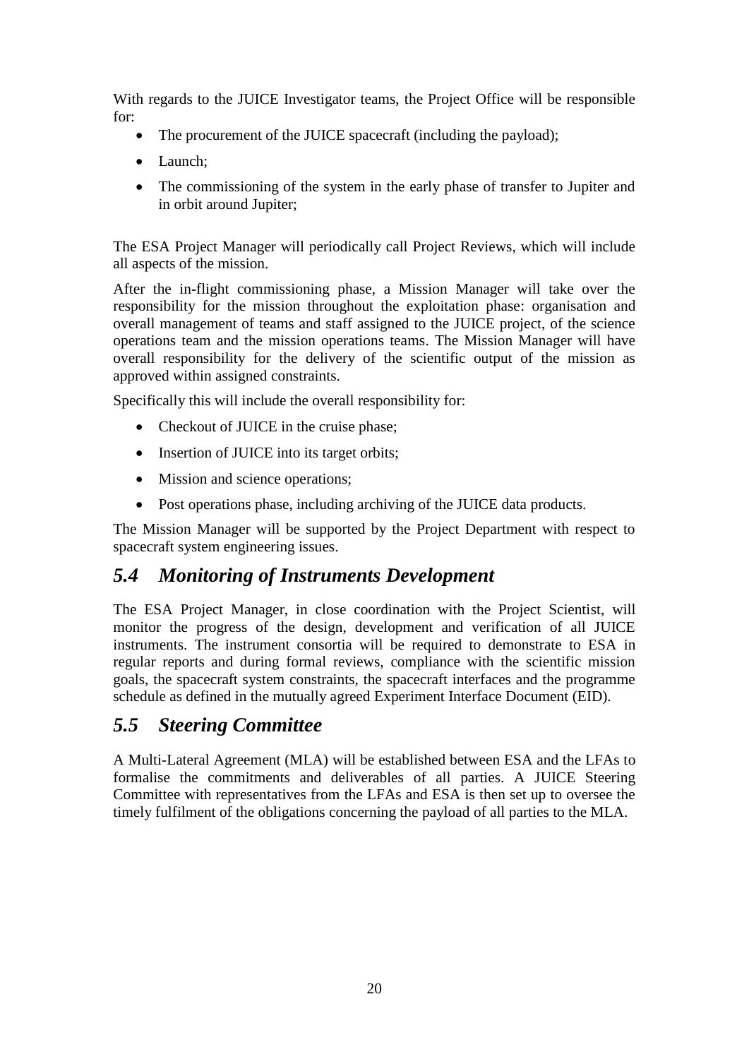With regards to the JUICE Investigator teams, the Project Office will be responsible for:

- The procurement of the JUICE spacecraft (including the payload);
- Launch;
- The commissioning of the system in the early phase of transfer to Jupiter and in orbit around Jupiter;

The ESA Project Manager will periodically call Project Reviews, which will include all aspects of the mission.

After the in-flight commissioning phase, a Mission Manager will take over the responsibility for the mission throughout the exploitation phase: organisation and overall management of teams and staff assigned to the JUICE project, of the science operations team and the mission operations teams. The Mission Manager will have overall responsibility for the delivery of the scientific output of the mission as approved within assigned constraints.

Specifically this will include the overall responsibility for:

- Checkout of JUICE in the cruise phase;
- Insertion of JUICE into its target orbits;
- Mission and science operations;
- Post operations phase, including archiving of the JUICE data products.

The Mission Manager will be supported by the Project Department with respect to spacecraft system engineering issues.

## *5.4 Monitoring of Instruments Development*

The ESA Project Manager, in close coordination with the Project Scientist, will monitor the progress of the design, development and verification of all JUICE instruments. The instrument consortia will be required to demonstrate to ESA in regular reports and during formal reviews, compliance with the scientific mission goals, the spacecraft system constraints, the spacecraft interfaces and the programme schedule as defined in the mutually agreed Experiment Interface Document (EID).

## *5.5 Steering Committee*

A Multi-Lateral Agreement (MLA) will be established between ESA and the LFAs to formalise the commitments and deliverables of all parties. A JUICE Steering Committee with representatives from the LFAs and ESA is then set up to oversee the timely fulfilment of the obligations concerning the payload of all parties to the MLA.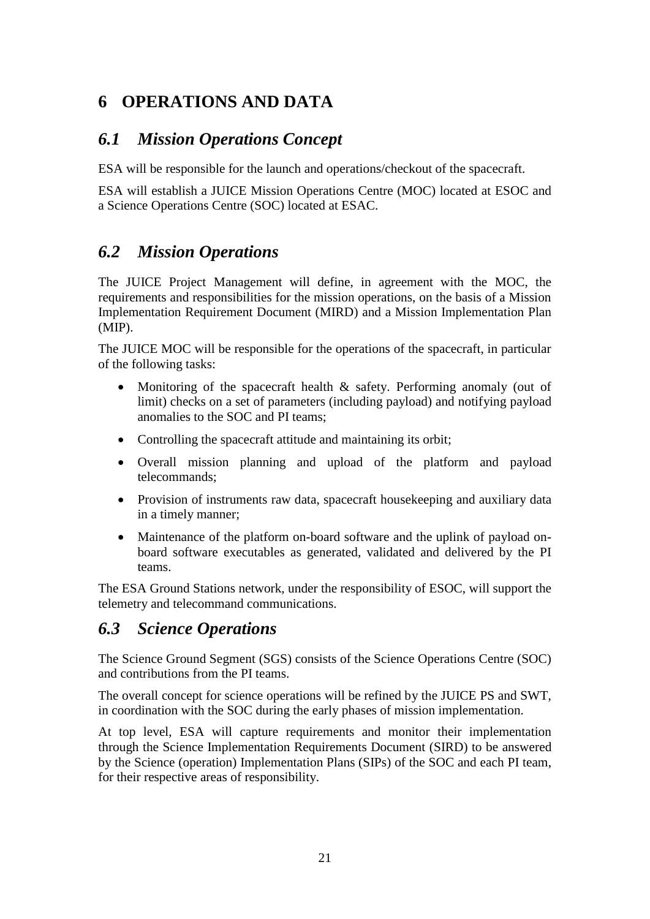# 6 OPERATIONS AND DATA

## *6.1 Mission Operations Concept*

ESA will be responsible for the launch and operations/checkout of the spacecraft.

ESA will establish a JUICE Mission Operations Centre (MOC) located at ESOC and a Science Operations Centre (SOC) located at ESAC.

## *6.2 Mission Operations*

The JUICE Project Management will define, in agreement with the MOC, the requirements and responsibilities for the mission operations, on the basis of a Mission Implementation Requirement Document (MIRD) and a Mission Implementation Plan (MIP).

The JUICE MOC will be responsible for the operations of the spacecraft, in particular of the following tasks:

- Monitoring of the spacecraft health & safety. Performing anomaly (out of limit) checks on a set of parameters (including payload) and notifying payload anomalies to the SOC and PI teams;
- Controlling the spacecraft attitude and maintaining its orbit;
- Overall mission planning and upload of the platform and payload telecommands;
- Provision of instruments raw data, spacecraft housekeeping and auxiliary data in a timely manner;
- Maintenance of the platform on-board software and the uplink of payload on-board software executables as generated, validated and delivered by the PI teams.

The ESA Ground Stations network, under the responsibility of ESOC, will support the telemetry and telecommand communications.

## *6.3 Science Operations*

The Science Ground Segment (SGS) consists of the Science Operations Centre (SOC) and contributions from the PI teams.

The overall concept for science operations will be refined by the JUICE PS and SWT, in coordination with the SOC during the early phases of mission implementation.

At top level, ESA will capture requirements and monitor their implementation through the Science Implementation Requirements Document (SIRD) to be answered by the Science (operation) Implementation Plans (SIPs) of the SOC and each PI team, for their respective areas of responsibility.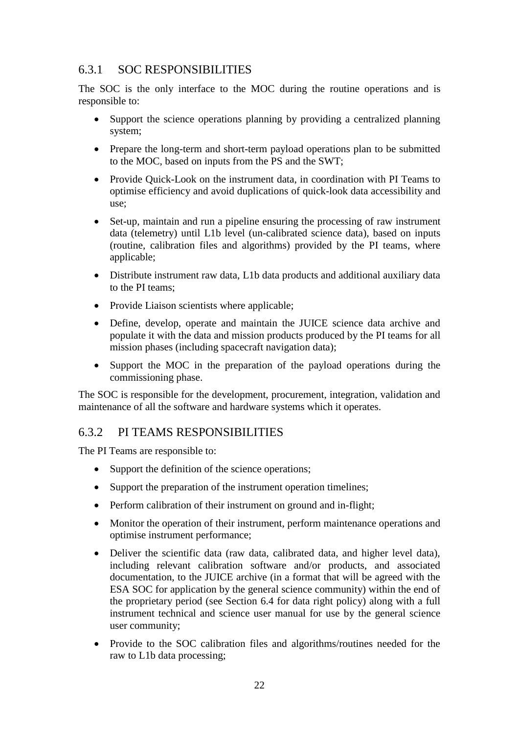### 6.3.1 SOC RESPONSIBILITIES

The SOC is the only interface to the MOC during the routine operations and is responsible to:

- Support the science operations planning by providing a centralized planning system;
- Prepare the long-term and short-term payload operations plan to be submitted to the MOC, based on inputs from the PS and the SWT;
- Provide Quick-Look on the instrument data, in coordination with PI Teams to optimise efficiency and avoid duplications of quick-look data accessibility and use;
- Set-up, maintain and run a pipeline ensuring the processing of raw instrument data (telemetry) until L1b level (un-calibrated science data), based on inputs (routine, calibration files and algorithms) provided by the PI teams, where applicable;
- Distribute instrument raw data, L1b data products and additional auxiliary data to the PI teams;
- Provide Liaison scientists where applicable;
- Define, develop, operate and maintain the JUICE science data archive and populate it with the data and mission products produced by the PI teams for all mission phases (including spacecraft navigation data);
- Support the MOC in the preparation of the payload operations during the commissioning phase.

The SOC is responsible for the development, procurement, integration, validation and maintenance of all the software and hardware systems which it operates.

### 6.3.2 PI TEAMS RESPONSIBILITIES

The PI Teams are responsible to:

- Support the definition of the science operations;
- Support the preparation of the instrument operation timelines;
- Perform calibration of their instrument on ground and in-flight;
- Monitor the operation of their instrument, perform maintenance operations and optimise instrument performance;
- Deliver the scientific data (raw data, calibrated data, and higher level data), including relevant calibration software and/or products, and associated documentation, to the JUICE archive (in a format that will be agreed with the ESA SOC for application by the general science community) within the end of the proprietary period (see Section 6.4 for data right policy) along with a full instrument technical and science user manual for use by the general science user community;
- Provide to the SOC calibration files and algorithms/routines needed for the raw to L1b data processing;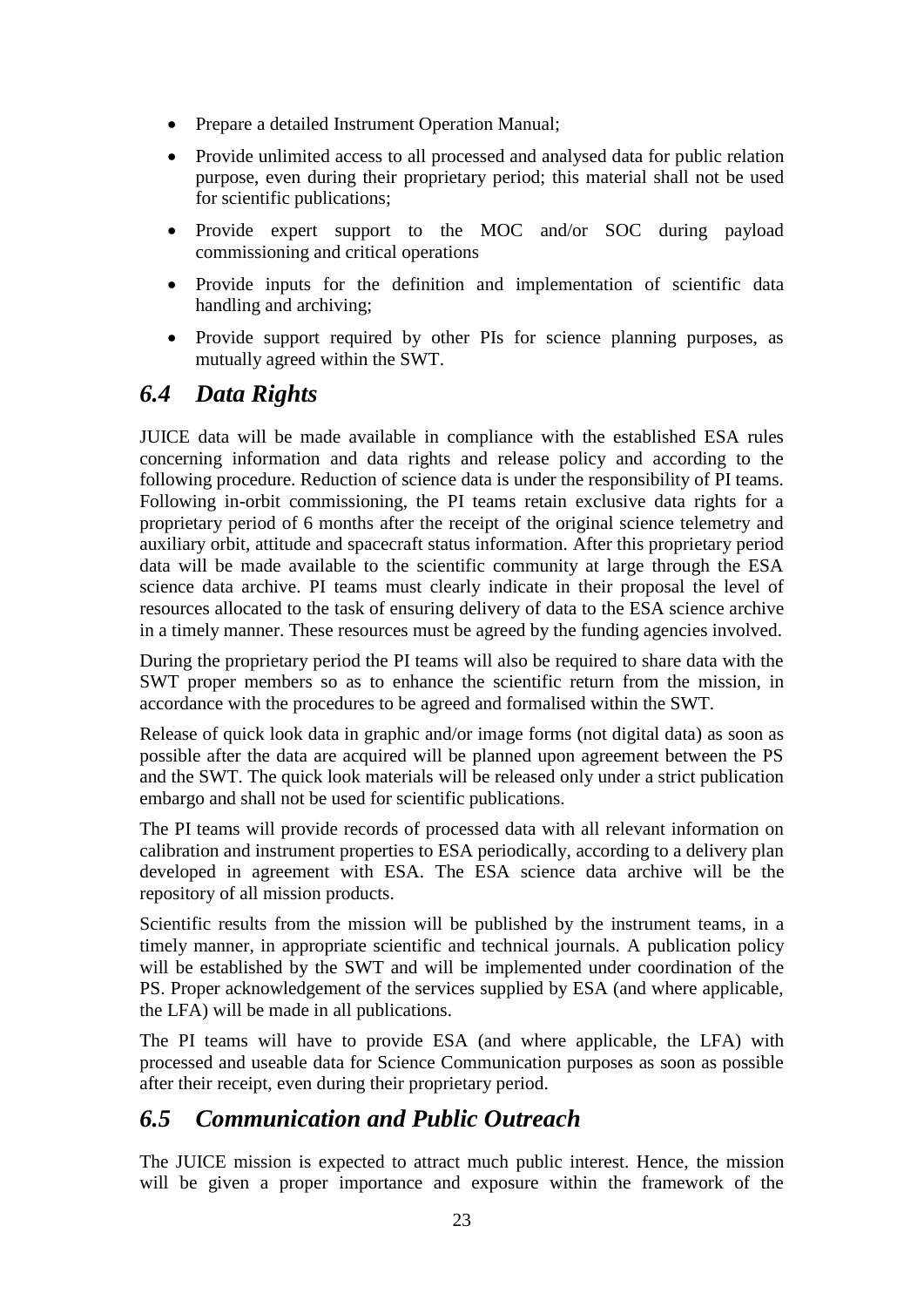- Prepare a detailed Instrument Operation Manual;
- Provide unlimited access to all processed and analysed data for public relation purpose, even during their proprietary period; this material shall not be used for scientific publications;
- Provide expert support to the MOC and/or SOC during payload commissioning and critical operations
- Provide inputs for the definition and implementation of scientific data handling and archiving;
- Provide support required by other PIs for science planning purposes, as mutually agreed within the SWT.

## *6.4 Data Rights*

JUICE data will be made available in compliance with the established ESA rules concerning information and data rights and release policy and according to the following procedure. Reduction of science data is under the responsibility of PI teams. Following in-orbit commissioning, the PI teams retain exclusive data rights for a proprietary period of 6 months after the receipt of the original science telemetry and auxiliary orbit, attitude and spacecraft status information. After this proprietary period data will be made available to the scientific community at large through the ESA science data archive. PI teams must clearly indicate in their proposal the level of resources allocated to the task of ensuring delivery of data to the ESA science archive in a timely manner. These resources must be agreed by the funding agencies involved.

During the proprietary period the PI teams will also be required to share data with the SWT proper members so as to enhance the scientific return from the mission, in accordance with the procedures to be agreed and formalised within the SWT.

Release of quick look data in graphic and/or image forms (not digital data) as soon as possible after the data are acquired will be planned upon agreement between the PS and the SWT. The quick look materials will be released only under a strict publication embargo and shall not be used for scientific publications.

The PI teams will provide records of processed data with all relevant information on calibration and instrument properties to ESA periodically, according to a delivery plan developed in agreement with ESA. The ESA science data archive will be the repository of all mission products.

Scientific results from the mission will be published by the instrument teams, in a timely manner, in appropriate scientific and technical journals. A publication policy will be established by the SWT and will be implemented under coordination of the PS. Proper acknowledgement of the services supplied by ESA (and where applicable, the LFA) will be made in all publications.

The PI teams will have to provide ESA (and where applicable, the LFA) with processed and useable data for Science Communication purposes as soon as possible after their receipt, even during their proprietary period.

## *6.5 Communication and Public Outreach*

The JUICE mission is expected to attract much public interest. Hence, the mission will be given a proper importance and exposure within the framework of the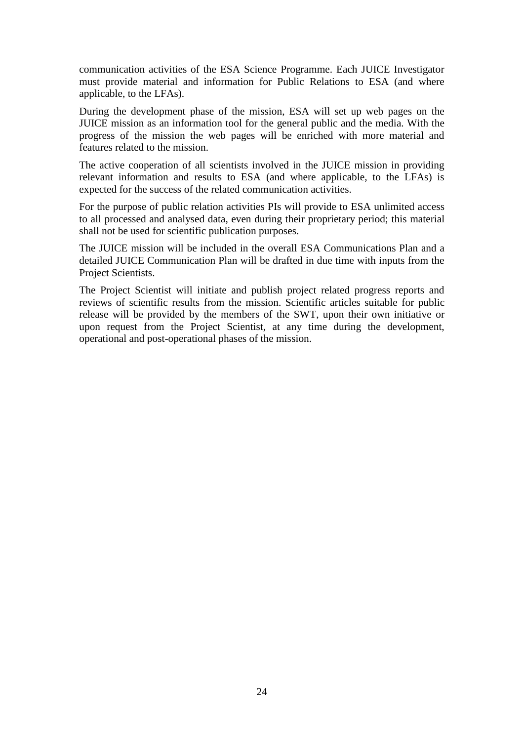communication activities of the ESA Science Programme. Each JUICE Investigator must provide material and information for Public Relations to ESA (and where applicable, to the LFAs).

During the development phase of the mission, ESA will set up web pages on the JUICE mission as an information tool for the general public and the media. With the progress of the mission the web pages will be enriched with more material and features related to the mission.

The active cooperation of all scientists involved in the JUICE mission in providing relevant information and results to ESA (and where applicable, to the LFAs) is expected for the success of the related communication activities.

For the purpose of public relation activities PIs will provide to ESA unlimited access to all processed and analysed data, even during their proprietary period; this material shall not be used for scientific publication purposes.

The JUICE mission will be included in the overall ESA Communications Plan and a detailed JUICE Communication Plan will be drafted in due time with inputs from the Project Scientists.

The Project Scientist will initiate and publish project related progress reports and reviews of scientific results from the mission. Scientific articles suitable for public release will be provided by the members of the SWT, upon their own initiative or upon request from the Project Scientist, at any time during the development, operational and post-operational phases of the mission.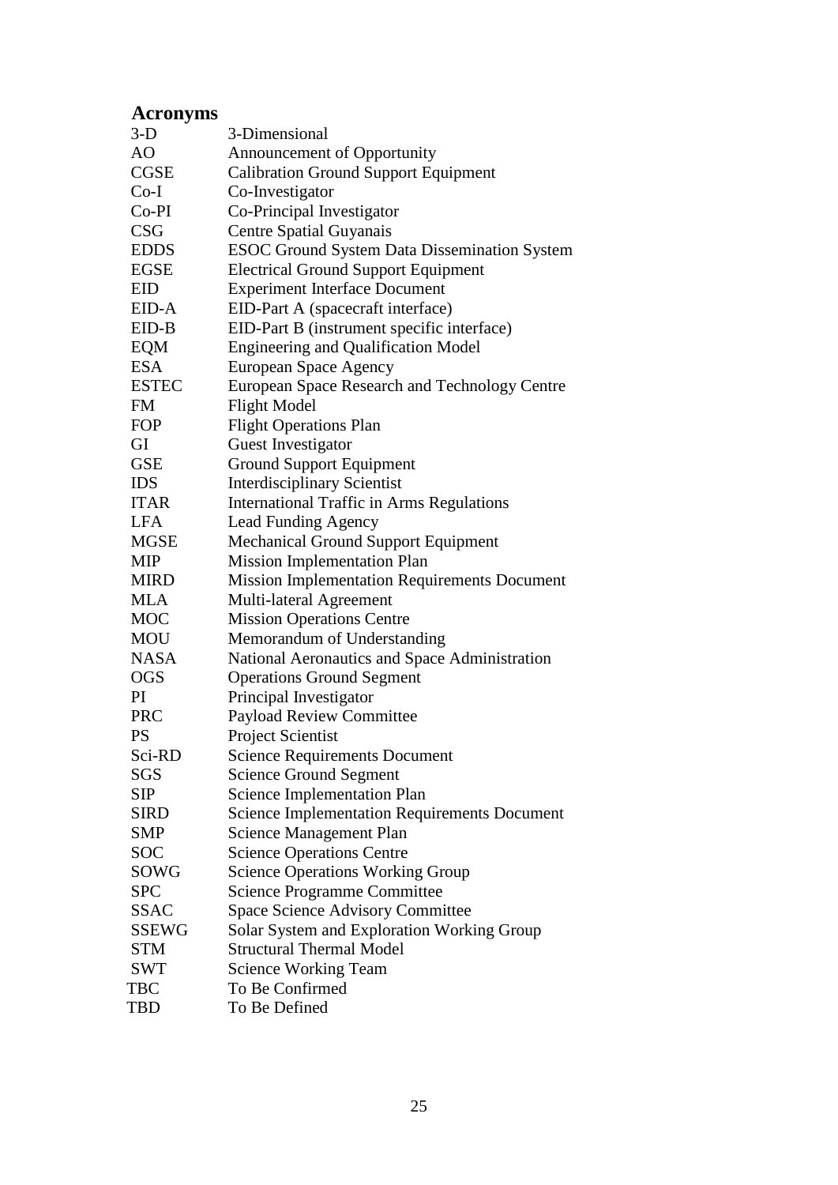## Acronyms

| | |
|---|---|
| 3-D | 3-Dimensional |
| AO | Announcement of Opportunity |
| CGSE | Calibration Ground Support Equipment |
| Co-I | Co-Investigator |
| Co-PI | Co-Principal Investigator |
| CSG | Centre Spatial Guyanais |
| EDDS | ESOC Ground System Data Dissemination System |
| EGSE | Electrical Ground Support Equipment |
| EID | Experiment Interface Document |
| EID-A | EID-Part A (spacecraft interface) |
| EID-B | EID-Part B (instrument specific interface) |
| EQM | Engineering and Qualification Model |
| ESA | European Space Agency |
| ESTEC | European Space Research and Technology Centre |
| FM | Flight Model |
| FOP | Flight Operations Plan |
| GI | Guest Investigator |
| GSE | Ground Support Equipment |
| IDS | Interdisciplinary Scientist |
| ITAR | International Traffic in Arms Regulations |
| LFA | Lead Funding Agency |
| MGSE | Mechanical Ground Support Equipment |
| MIP | Mission Implementation Plan |
| MIRD | Mission Implementation Requirements Document |
| MLA | Multi-lateral Agreement |
| MOC | Mission Operations Centre |
| MOU | Memorandum of Understanding |
| NASA | National Aeronautics and Space Administration |
| OGS | Operations Ground Segment |
| PI | Principal Investigator |
| PRC | Payload Review Committee |
| PS | Project Scientist |
| Sci-RD | Science Requirements Document |
| SGS | Science Ground Segment |
| SIP | Science Implementation Plan |
| SIRD | Science Implementation Requirements Document |
| SMP | Science Management Plan |
| SOC | Science Operations Centre |
| SOWG | Science Operations Working Group |
| SPC | Science Programme Committee |
| SSAC | Space Science Advisory Committee |
| SSEWG | Solar System and Exploration Working Group |
| STM | Structural Thermal Model |
| SWT | Science Working Team |
| TBC | To Be Confirmed |
| TBD | To Be Defined |